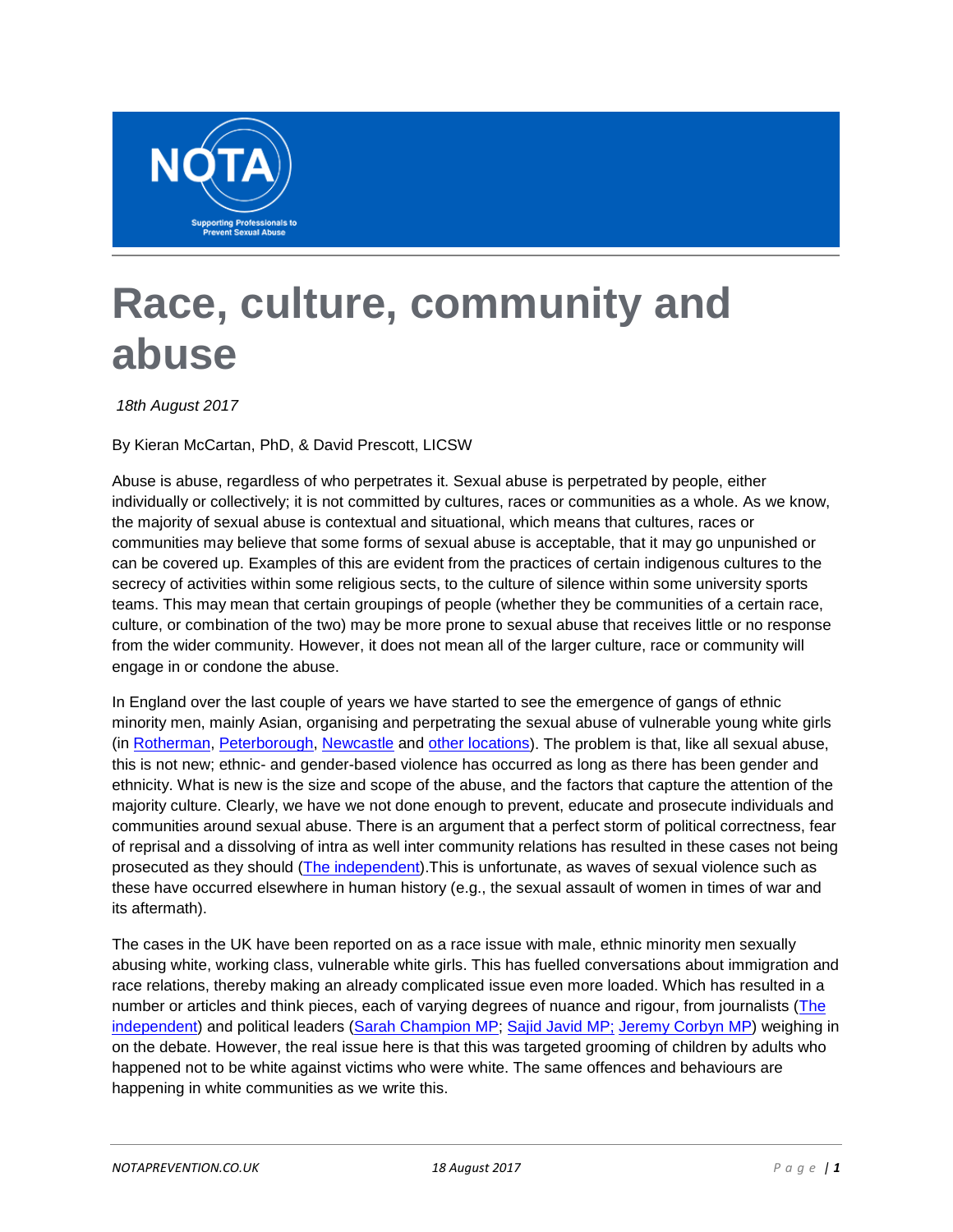# Race, culture, community and abuse

*18th August 2017*

By Kieran McCartan, PhD, & David Prescott, LICSW

Abuse is abuse, regardless of who perpetrates it. Sexual abuse is perpetrated by people, either individually or collectively; it is not committed by cultures, races or communities as a whole. As we know, the majority of sexual abuse is contextual and situational, which means that cultures, races or communities may believe that some forms of sexual abuse is acceptable, that it may go unpunished or can be covered up. Examples of this are evident from the practices of certain indigenous cultures to the secrecy of activities within some religious sects, to the culture of silence within some university sports teams. This may mean that certain groupings of people (whether they be communities of a certain race, culture, or combination of the two) may be more prone to sexual abuse that receives little or no response from the wider community. However, it does not mean all of the larger culture, race or community will engage in or condone the abuse.

In England over the last couple of years we have started to see the emergence of gangs of ethnic minority men, mainly Asian, organising and perpetrating the sexual abuse of vulnerable young white girls (in Rotherman, Peterborough, Newcastle and other locations). The problem is that, like all sexual abuse, this is not new; ethnic- and gender-based violence has occurred as long as there has been gender and ethnicity. What is new is the size and scope of the abuse, and the factors that capture the attention of the majority culture. Clearly, we have we not done enough to prevent, educate and prosecute individuals and communities around sexual abuse. There is an argument that a perfect storm of political correctness, fear of reprisal and a dissolving of intra as well inter community relations has resulted in these cases not being prosecuted as they should (The independent).This is unfortunate, as waves of sexual violence such as these have occurred elsewhere in human history (e.g., the sexual assault of women in times of war and its aftermath).

The cases in the UK have been reported on as a race issue with male, ethnic minority men sexually abusing white, working class, vulnerable white girls. This has fuelled conversations about immigration and race relations, thereby making an already complicated issue even more loaded. Which has resulted in a number or articles and think pieces, each of varying degrees of nuance and rigour, from journalists (The independent) and political leaders (Sarah Champion MP; Sajid Javid MP; Jeremy Corbyn MP) weighing in on the debate. However, the real issue here is that this was targeted grooming of children by adults who happened not to be white against victims who were white. The same offences and behaviours are happening in white communities as we write this.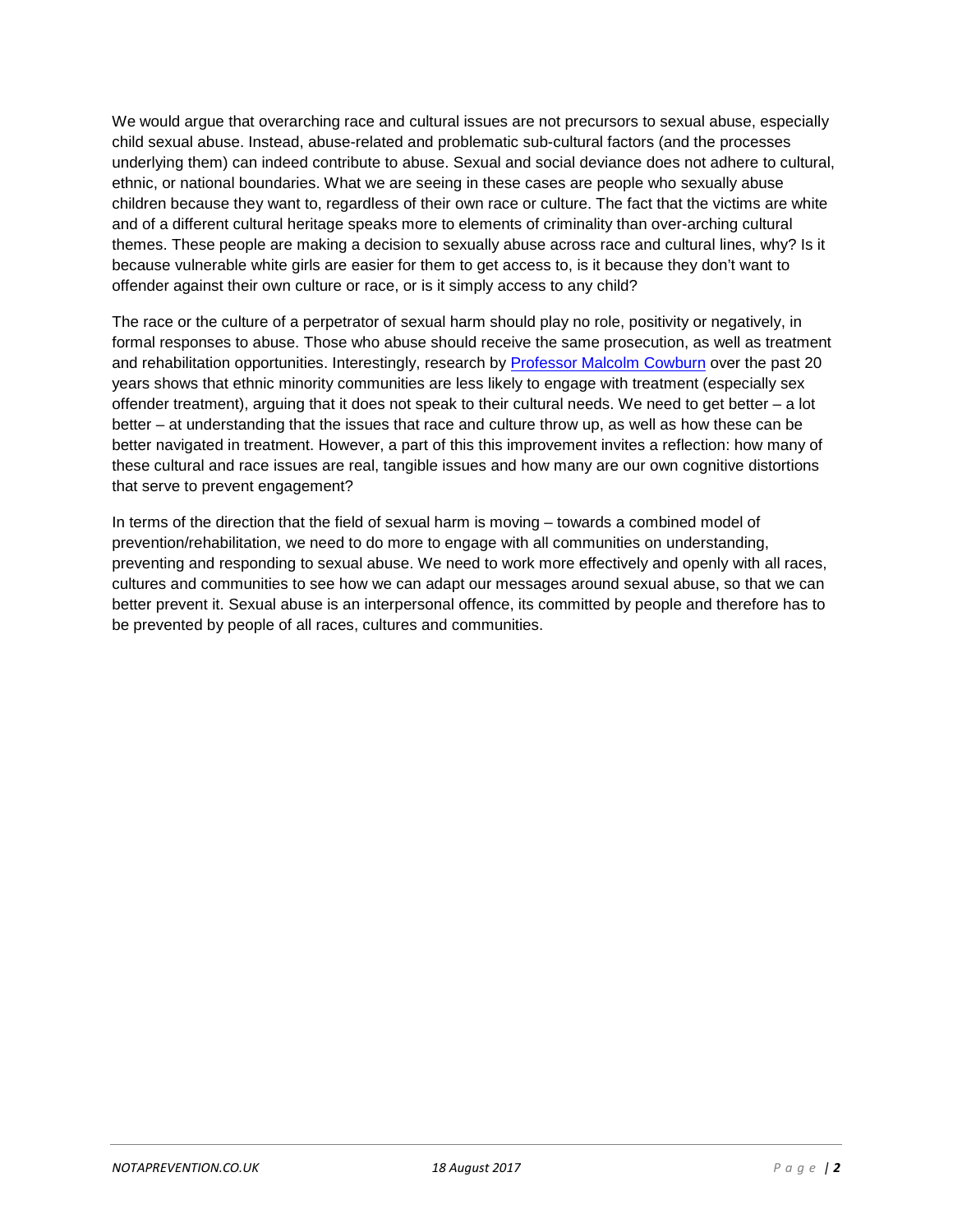We would argue that overarching race and cultural issues are not precursors to sexual abuse, especially child sexual abuse. Instead, abuse-related and problematic sub-cultural factors (and the processes underlying them) can indeed contribute to abuse. Sexual and social deviance does not adhere to cultural, ethnic, or national boundaries. What we are seeing in these cases are people who sexually abuse children because they want to, regardless of their own race or culture. The fact that the victims are white and of a different cultural heritage speaks more to elements of criminality than over-arching cultural themes. These people are making a decision to sexually abuse across race and cultural lines, why? Is it because vulnerable white girls are easier for them to get access to, is it because they don't want to offender against their own culture or race, or is it simply access to any child?

The race or the culture of a perpetrator of sexual harm should play no role, positivity or negatively, in formal responses to abuse. Those who abuse should receive the same prosecution, as well as treatment and rehabilitation opportunities. Interestingly, research by [Professor Malcolm Cowburn] over the past 20 years shows that ethnic minority communities are less likely to engage with treatment (especially sex offender treatment), arguing that it does not speak to their cultural needs. We need to get better – a lot better – at understanding that the issues that race and culture throw up, as well as how these can be better navigated in treatment. However, a part of this this improvement invites a reflection: how many of these cultural and race issues are real, tangible issues and how many are our own cognitive distortions that serve to prevent engagement?

In terms of the direction that the field of sexual harm is moving – towards a combined model of prevention/rehabilitation, we need to do more to engage with all communities on understanding, preventing and responding to sexual abuse. We need to work more effectively and openly with all races, cultures and communities to see how we can adapt our messages around sexual abuse, so that we can better prevent it. Sexual abuse is an interpersonal offence, its committed by people and therefore has to be prevented by people of all races, cultures and communities.